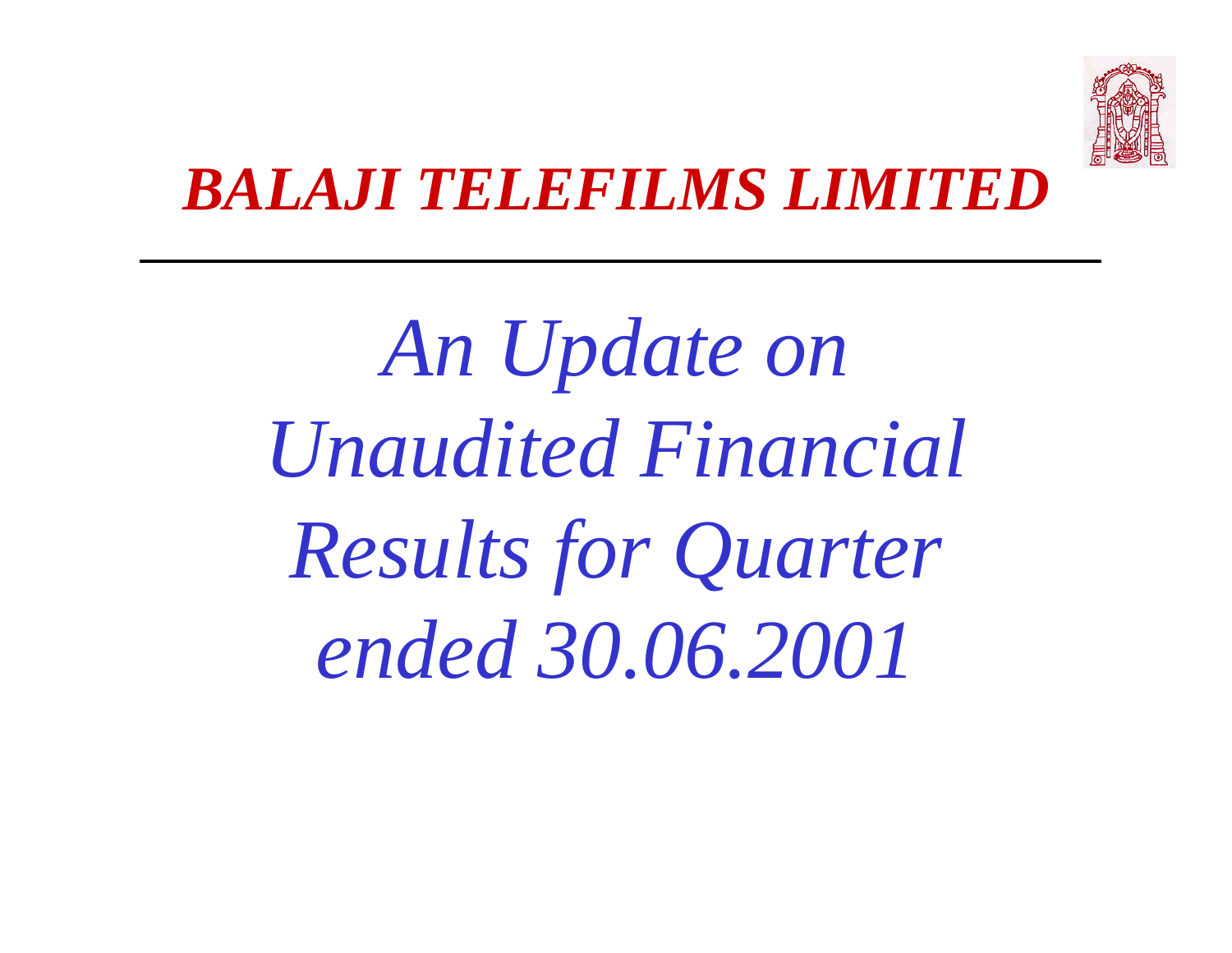# *BALAJI TELEFILMS LIMITED*

---

## *An Update on Unaudited Financial Results for Quarter ended 30.06.2001*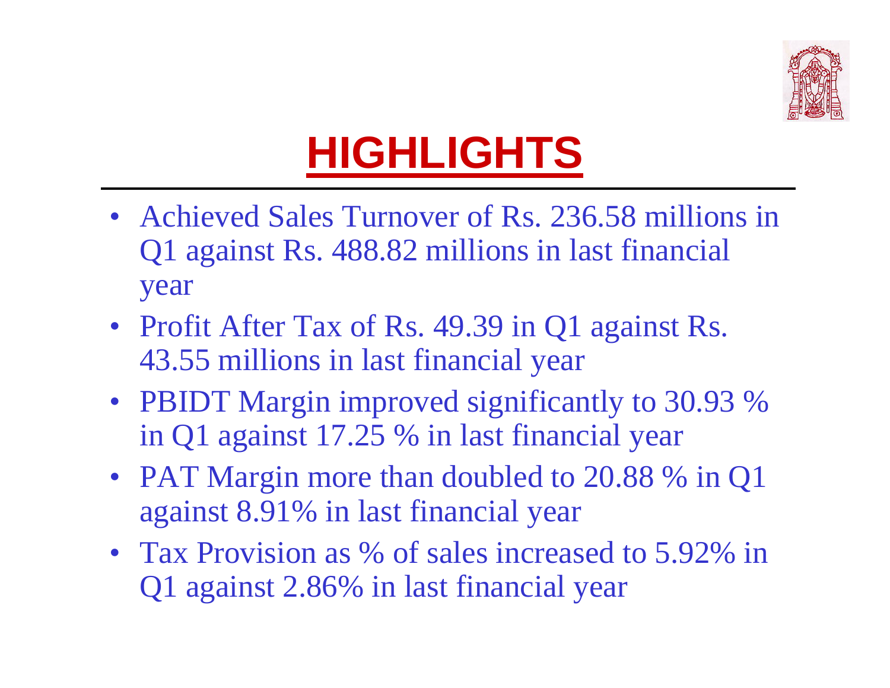# HIGHLIGHTS

- Achieved Sales Turnover of Rs. 236.58 millions in Q1 against Rs. 488.82 millions in last financial year
- Profit After Tax of Rs. 49.39 in Q1 against Rs. 43.55 millions in last financial year
- PBIDT Margin improved significantly to 30.93 % in Q1 against 17.25 % in last financial year
- PAT Margin more than doubled to 20.88 % in Q1 against 8.91% in last financial year
- Tax Provision as % of sales increased to 5.92% in Q1 against 2.86% in last financial year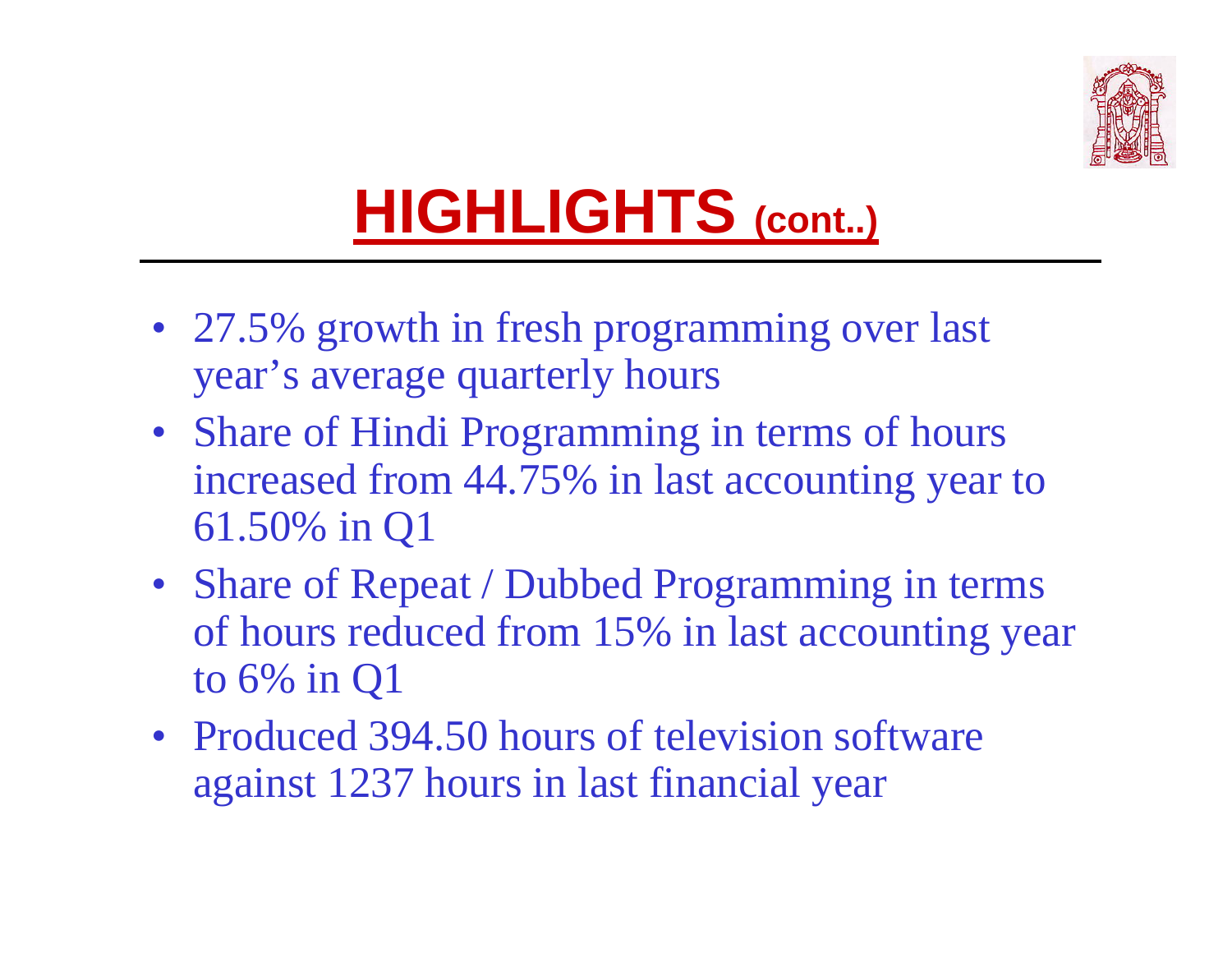# HIGHLIGHTS (cont..)

- 27.5% growth in fresh programming over last year's average quarterly hours
- Share of Hindi Programming in terms of hours increased from 44.75% in last accounting year to 61.50% in Q1
- Share of Repeat / Dubbed Programming in terms of hours reduced from 15% in last accounting year to 6% in Q1
- Produced 394.50 hours of television software against 1237 hours in last financial year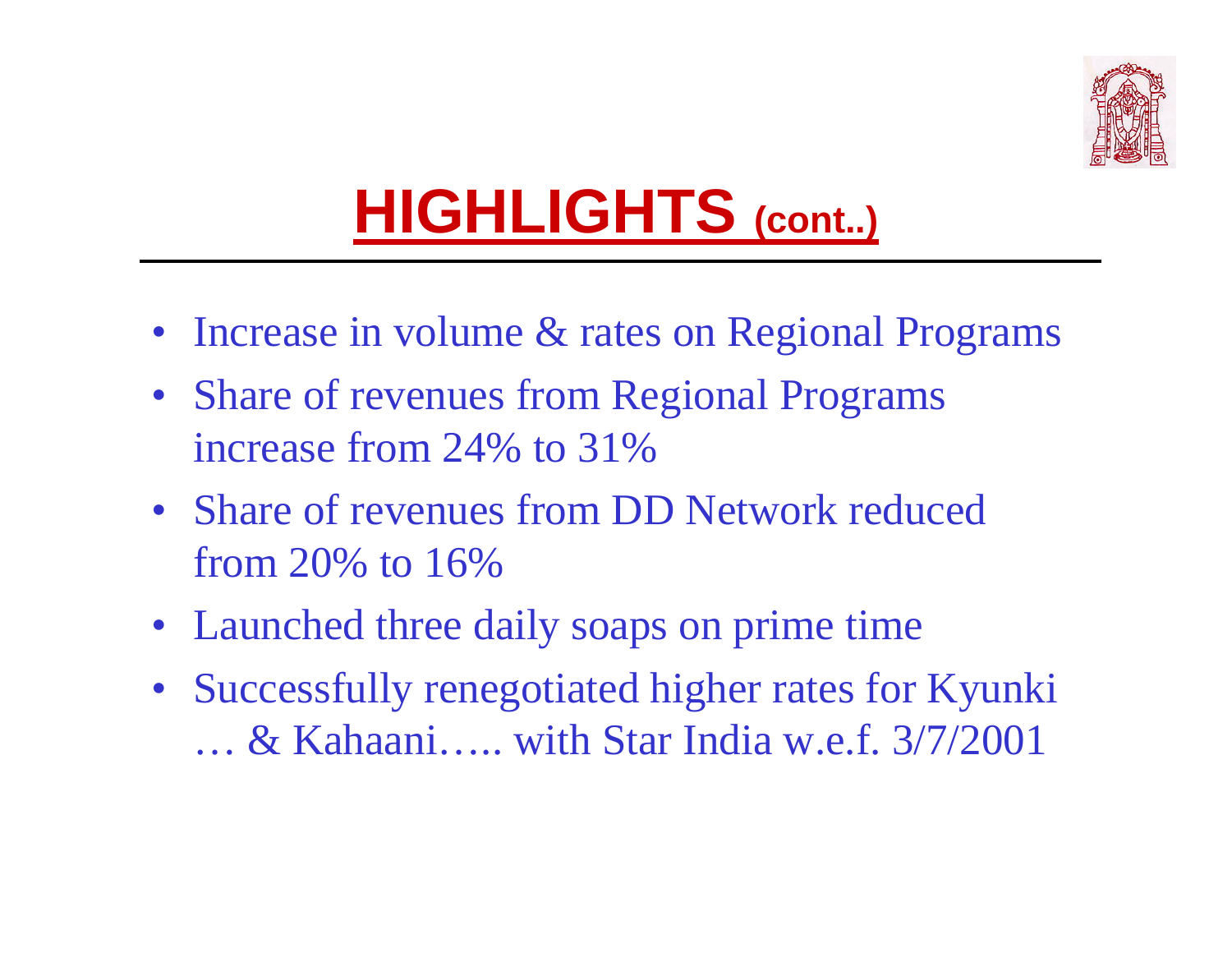# HIGHLIGHTS (cont..)

- Increase in volume & rates on Regional Programs
- Share of revenues from Regional Programs increase from 24% to 31%
- Share of revenues from DD Network reduced from 20% to 16%
- Launched three daily soaps on prime time
- Successfully renegotiated higher rates for Kyunki … & Kahaani….. with Star India w.e.f. 3/7/2001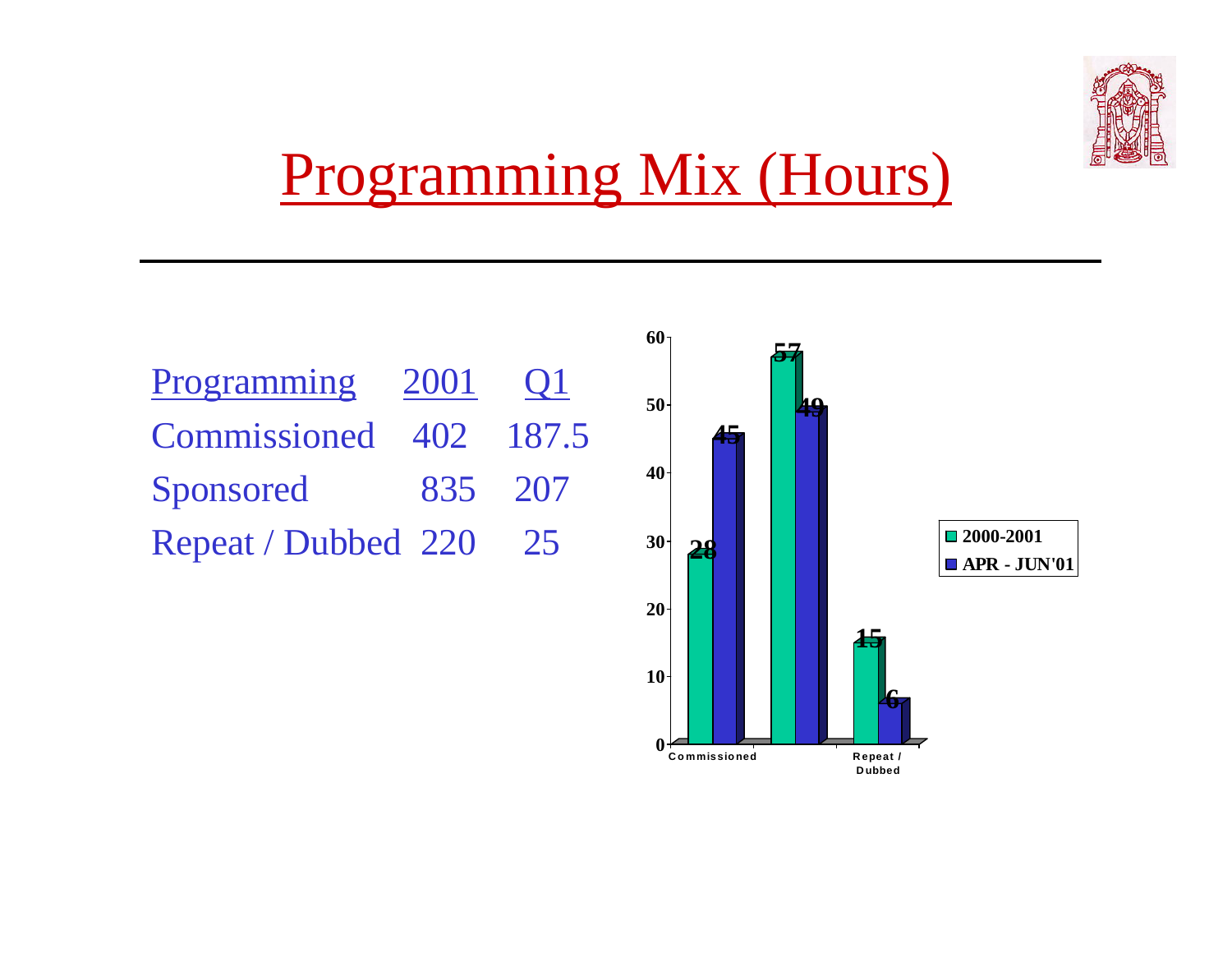# Programming Mix (Hours)

| Programming | 2001 | Q1 |
|---|---|---|
| Commissioned | 402 | 187.5 |
| Sponsored | 835 | 207 |
| Repeat / Dubbed | 220 | 25 |

| | 2000-2001 | APR - JUN'01 |
|---|---|---|
| Commissioned | 28 | 45 |
| | 57 | 49 |
| Repeat / Dubbed | 15 | 6 |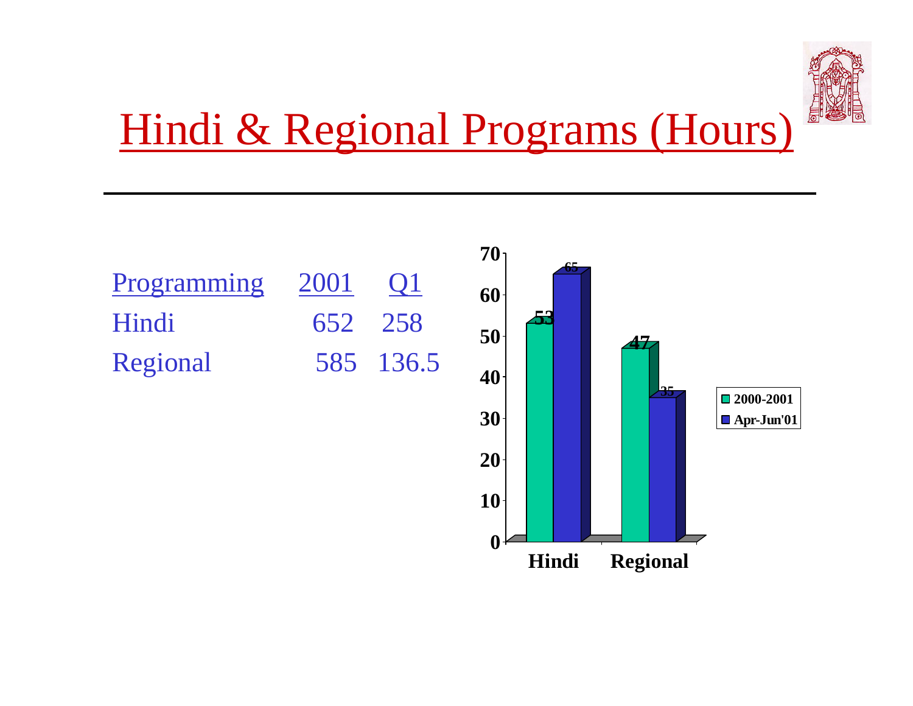# Hindi & Regional Programs (Hours)

| Programming | 2001 | Q1 |
| --- | --- | --- |
| Hindi | 652 | 258 |
| Regional | 585 | 136.5 |

| | 2000-2001 | Apr-Jun'01 |
| --- | --- | --- |
| Hindi | 53 | 65 |
| Regional | 47 | 35 |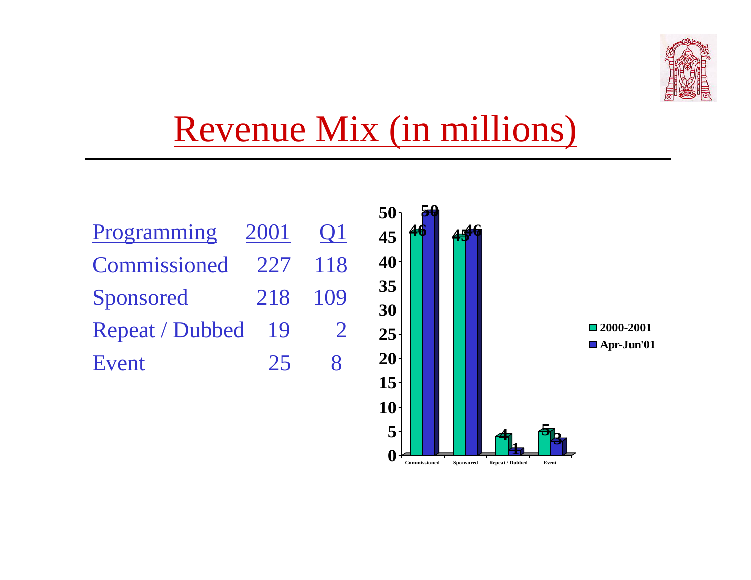# Revenue Mix (in millions)

| Programming | 2001 | Q1 |
|---|---|---|
| Commissioned | 227 | 118 |
| Sponsored | 218 | 109 |
| Repeat / Dubbed | 19 | 2 |
| Event | 25 | 8 |

| | 2000-2001 | Apr-Jun'01 |
|---|---|---|
| Commissioned | 46 | 50 |
| Sponsored | 45 | 46 |
| Repeat / Dubbed | 4 | 1 |
| Event | 5 | 3 |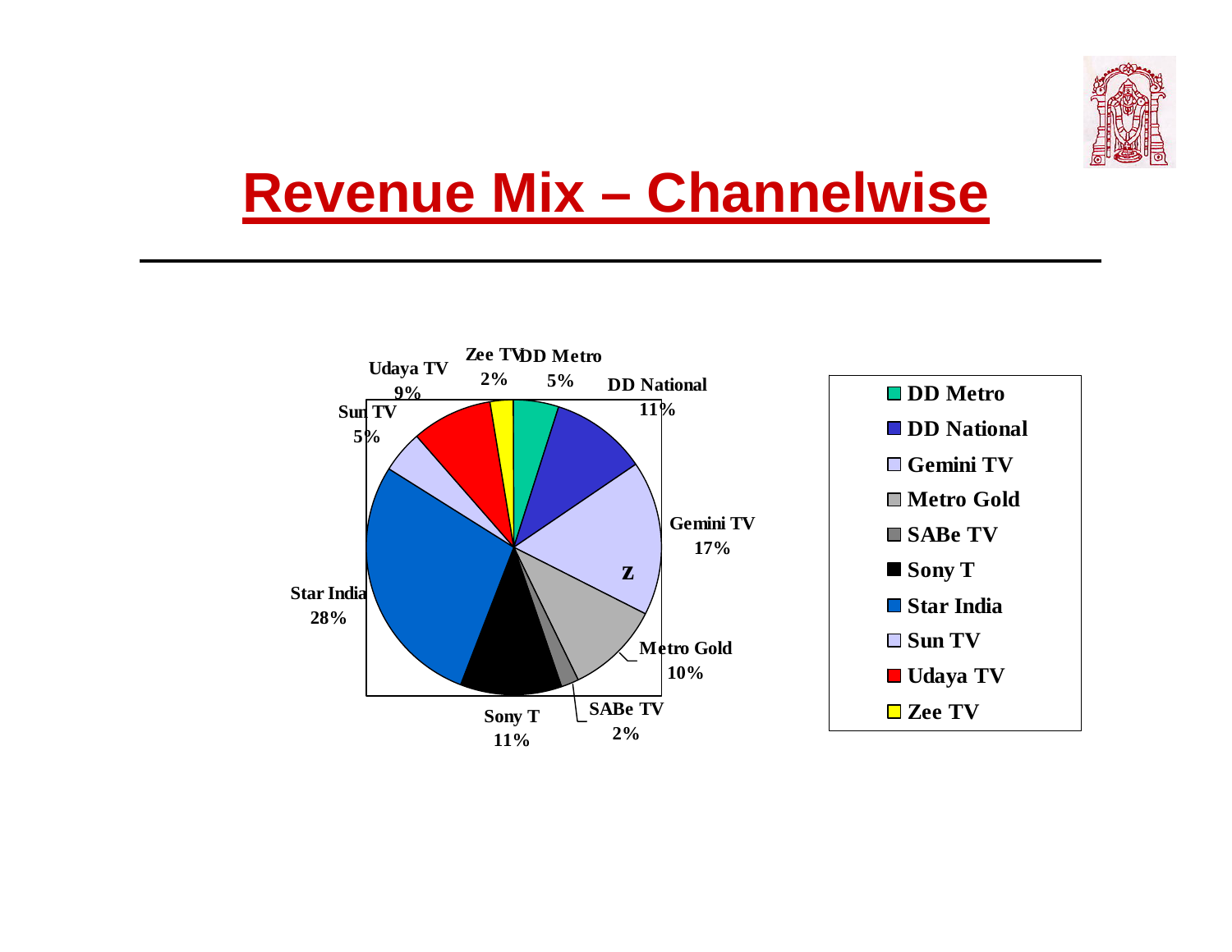# Revenue Mix – Channelwise

| Channel | Share |
|---|---|
| DD Metro | 5% |
| DD National | 11% |
| Gemini TV | 17% |
| Metro Gold | 10% |
| SABe TV | 2% |
| Sony T | 11% |
| Star India | 28% |
| Sun TV | 5% |
| Udaya TV | 9% |
| Zee TV | 2% |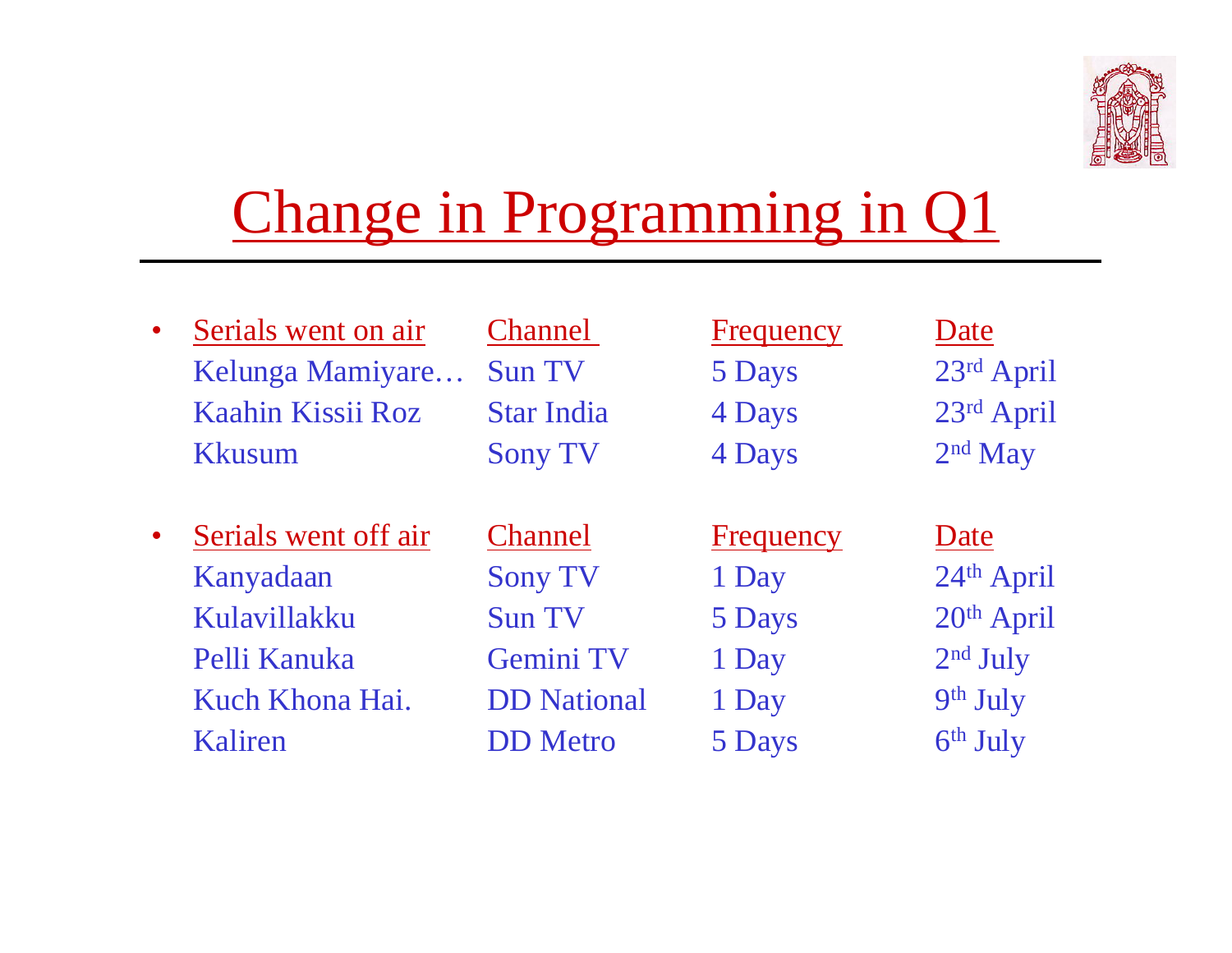# Change in Programming in Q1

| Serials went on air | Channel | Frequency | Date |
|---|---|---|---|
| Kelunga Mamiyare… | Sun TV | 5 Days | 23rd April |
| Kaahin Kissii Roz | Star India | 4 Days | 23rd April |
| Kkusum | Sony TV | 4 Days | 2nd May |

| Serials went off air | Channel | Frequency | Date |
|---|---|---|---|
| Kanyadaan | Sony TV | 1 Day | 24th April |
| Kulavillakku | Sun TV | 5 Days | 20th April |
| Pelli Kanuka | Gemini TV | 1 Day | 2nd July |
| Kuch Khona Hai. | DD National | 1 Day | 9th July |
| Kaliren | DD Metro | 5 Days | 6th July |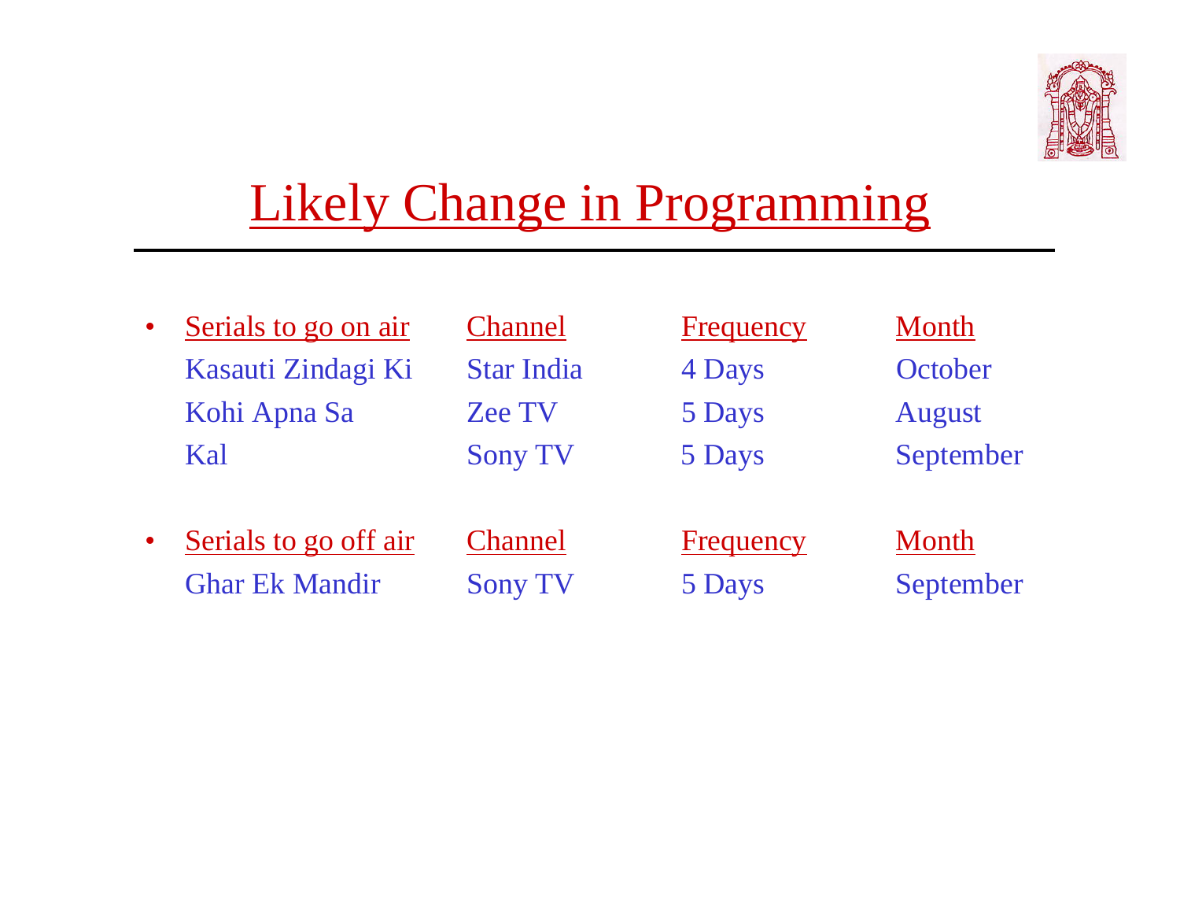# Likely Change in Programming

| Serials to go on air | Channel | Frequency | Month |
| --- | --- | --- | --- |
| Kasauti Zindagi Ki | Star India | 4 Days | October |
| Kohi Apna Sa | Zee TV | 5 Days | August |
| Kal | Sony TV | 5 Days | September |

| Serials to go off air | Channel | Frequency | Month |
| --- | --- | --- | --- |
| Ghar Ek Mandir | Sony TV | 5 Days | September |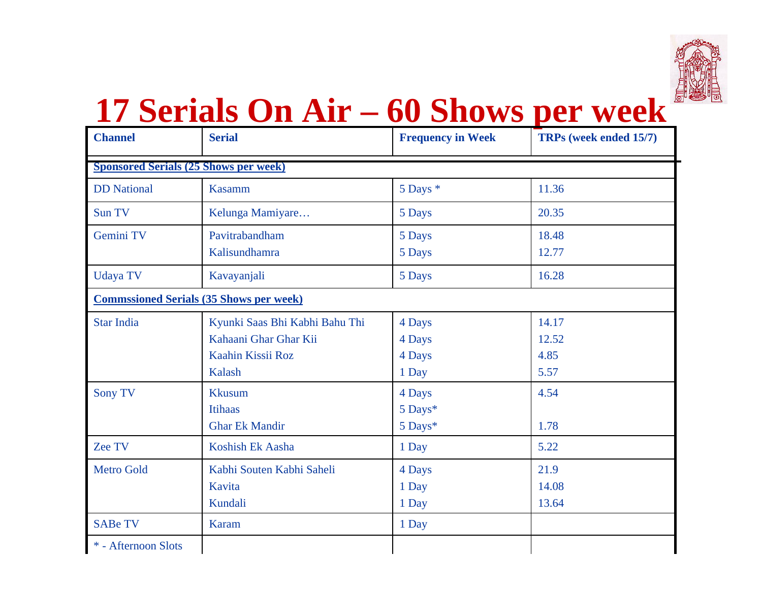# 17 Serials On Air – 60 Shows per week

| Channel | Serial | Frequency in Week | TRPs (week ended 15/7) |
|---|---|---|---|
| **Sponsored Serials (25 Shows per week)** | | | |
| DD National | Kasamm | 5 Days * | 11.36 |
| Sun TV | Kelunga Mamiyare… | 5 Days | 20.35 |
| Gemini TV | Pavitrabandham<br>Kalisundhamra | 5 Days<br>5 Days | 18.48<br>12.77 |
| Udaya TV | Kavayanjali | 5 Days | 16.28 |
| **Commssioned Serials (35 Shows per week)** | | | |
| Star India | Kyunki Saas Bhi Kabhi Bahu Thi<br>Kahaani Ghar Ghar Kii<br>Kaahin Kissii Roz<br>Kalash | 4 Days<br>4 Days<br>4 Days<br>1 Day | 14.17<br>12.52<br>4.85<br>5.57 |
| Sony TV | Kkusum<br>Itihaas<br>Ghar Ek Mandir | 4 Days<br>5 Days*<br>5 Days* | 4.54<br><br>1.78 |
| Zee TV | Koshish Ek Aasha | 1 Day | 5.22 |
| Metro Gold | Kabhi Souten Kabhi Saheli<br>Kavita<br>Kundali | 4 Days<br>1 Day<br>1 Day | 21.9<br>14.08<br>13.64 |
| SABe TV | Karam | 1 Day | |
| * - Afternoon Slots | | | |